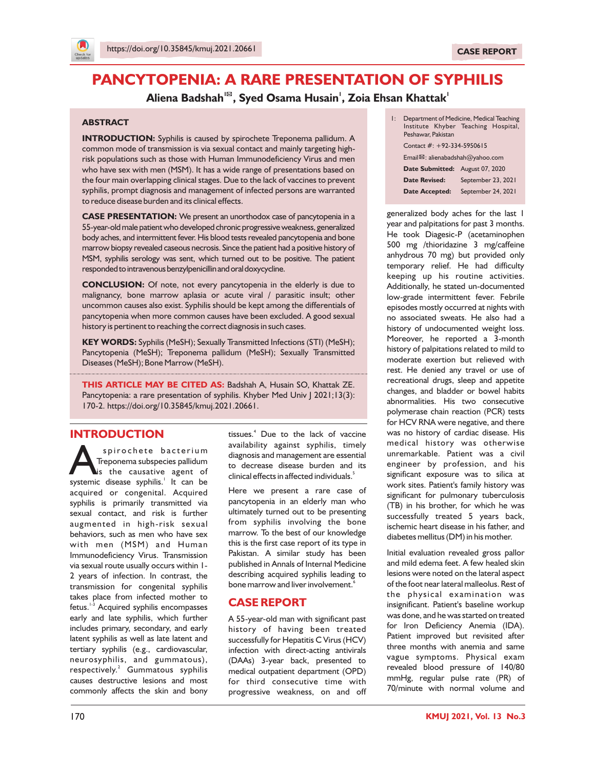https://doi.org/10.35845/kmuj.2021.20661

CASE REPORT

# PANCYTOPENIA: A RARE PRESENTATION OF SYPHILIS

**Aliena Badshah[1]✉, Syed Osama Husain[1], Zoia Ehsan Khattak[1]**

1: Department of Medicine, Medical Teaching Institute Khyber Teaching Hospital, Peshawar, Pakistan

Contact #: +92-334-5950615

Email✉: alienabadshah@yahoo.com

**Date Submitted:** August 07, 2020

**Date Revised:** September 23, 2021

**Date Accepted:** September 24, 2021

## ABSTRACT

**INTRODUCTION:** Syphilis is caused by spirochete Treponema pallidum. A common mode of transmission is via sexual contact and mainly targeting high-risk populations such as those with Human Immunodeficiency Virus and men who have sex with men (MSM). It has a wide range of presentations based on the four main overlapping clinical stages. Due to the lack of vaccines to prevent syphilis, prompt diagnosis and management of infected persons are warranted to reduce disease burden and its clinical effects.

**CASE PRESENTATION:** We present an unorthodox case of pancytopenia in a 55-year-old male patient who developed chronic progressive weakness, generalized body aches, and intermittent fever. His blood tests revealed pancytopenia and bone marrow biopsy revealed caseous necrosis. Since the patient had a positive history of MSM, syphilis serology was sent, which turned out to be positive. The patient responded to intravenous benzylpenicillin and oral doxycycline.

**CONCLUSION:** Of note, not every pancytopenia in the elderly is due to malignancy, bone marrow aplasia or acute viral / parasitic insult; other uncommon causes also exist. Syphilis should be kept among the differentials of pancytopenia when more common causes have been excluded. A good sexual history is pertinent to reaching the correct diagnosis in such cases.

**KEY WORDS:** Syphilis (MeSH); Sexually Transmitted Infections (STI) (MeSH); Pancytopenia (MeSH); Treponema pallidum (MeSH); Sexually Transmitted Diseases (MeSH); Bone Marrow (MeSH).

**THIS ARTICLE MAY BE CITED AS:** Badshah A, Husain SO, Khattak ZE. Pancytopenia: a rare presentation of syphilis. Khyber Med Univ J 2021;13(3): 170-2. https://doi.org/10.35845/kmuj.2021.20661.

## INTRODUCTION

A spirochete bacterium Treponema subspecies pallidum is the causative agent of systemic disease syphilis.[1] It can be acquired or congenital. Acquired syphilis is primarily transmitted via sexual contact, and risk is further augmented in high-risk sexual behaviors, such as men who have sex with men (MSM) and Human Immunodeficiency Virus. Transmission via sexual route usually occurs within 1-2 years of infection. In contrast, the transmission for congenital syphilis takes place from infected mother to fetus.[1-3] Acquired syphilis encompasses early and late syphilis, which further includes primary, secondary, and early latent syphilis as well as late latent and tertiary syphilis (e.g., cardiovascular, neurosyphilis, and gummatous), respectively.[2] Gummatous syphilis causes destructive lesions and most commonly affects the skin and bony tissues.[4] Due to the lack of vaccine availability against syphilis, timely diagnosis and management are essential to decrease disease burden and its clinical effects in affected individuals.[5]

Here we present a rare case of pancytopenia in an elderly man who ultimately turned out to be presenting from syphilis involving the bone marrow. To the best of our knowledge this is the first case report of its type in Pakistan. A similar study has been published in Annals of Internal Medicine describing acquired syphilis leading to bone marrow and liver involvement.[6]

## CASE REPORT

A 55-year-old man with significant past history of having been treated successfully for Hepatitis C Virus (HCV) infection with direct-acting antivirals (DAAs) 3-year back, presented to medical outpatient department (OPD) for third consecutive time with progressive weakness, on and off generalized body aches for the last 1 year and palpitations for past 3 months. He took Diagesic-P (acetaminophen 500 mg /thioridazine 3 mg/caffeine anhydrous 70 mg) but provided only temporary relief. He had difficulty keeping up his routine activities. Additionally, he stated un-documented low-grade intermittent fever. Febrile episodes mostly occurred at nights with no associated sweats. He also had a history of undocumented weight loss. Moreover, he reported a 3-month history of palpitations related to mild to moderate exertion but relieved with rest. He denied any travel or use of recreational drugs, sleep and appetite changes, and bladder or bowel habits abnormalities. His two consecutive polymerase chain reaction (PCR) tests for HCV RNA were negative, and there was no history of cardiac disease. His medical history was otherwise unremarkable. Patient was a civil engineer by profession, and his significant exposure was to silica at work sites. Patient's family history was significant for pulmonary tuberculosis (TB) in his brother, for which he was successfully treated 5 years back, ischemic heart disease in his father, and diabetes mellitus (DM) in his mother.

Initial evaluation revealed gross pallor and mild edema feet. A few healed skin lesions were noted on the lateral aspect of the foot near lateral malleolus. Rest of the physical examination was insignificant. Patient's baseline workup was done, and he was started on treated for Iron Deficiency Anemia (IDA). Patient improved but revisited after three months with anemia and same vague symptoms. Physical exam revealed blood pressure of 140/80 mmHg, regular pulse rate (PR) of 70/minute with normal volume and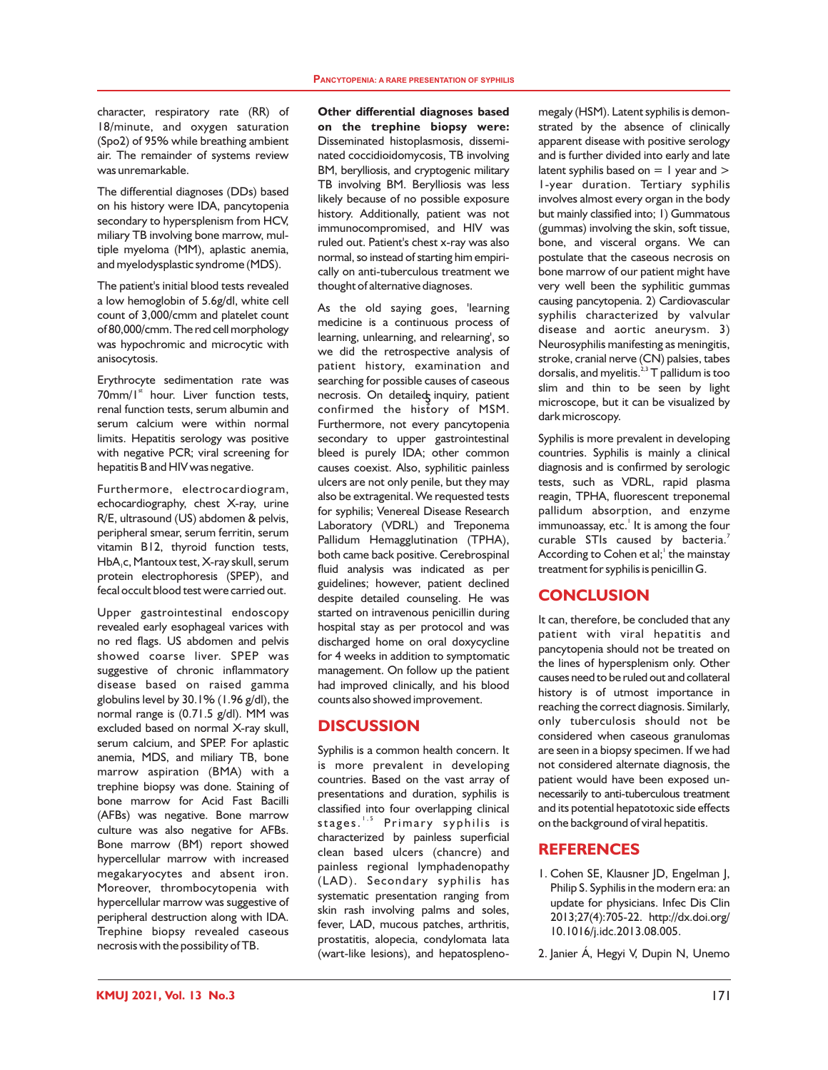character, respiratory rate (RR) of 18/minute, and oxygen saturation (Spo2) of 95% while breathing ambient air. The remainder of systems review was unremarkable.

The differential diagnoses (DDs) based on his history were IDA, pancytopenia secondary to hypersplenism from HCV, miliary TB involving bone marrow, multiple myeloma (MM), aplastic anemia, and myelodysplastic syndrome (MDS).

The patient's initial blood tests revealed a low hemoglobin of 5.6g/dl, white cell count of 3,000/cmm and platelet count of 80,000/cmm. The red cell morphology was hypochromic and microcytic with anisocytosis.

Erythrocyte sedimentation rate was 70mm/1st hour. Liver function tests, renal function tests, serum albumin and serum calcium were within normal limits. Hepatitis serology was positive with negative PCR; viral screening for hepatitis B and HIV was negative.

Furthermore, electrocardiogram, echocardiography, chest X-ray, urine R/E, ultrasound (US) abdomen & pelvis, peripheral smear, serum ferritin, serum vitamin B12, thyroid function tests, $HbA_1c$, Mantoux test, X-ray skull, serum protein electrophoresis (SPEP), and fecal occult blood test were carried out.

Upper gastrointestinal endoscopy revealed early esophageal varices with no red flags. US abdomen and pelvis showed coarse liver. SPEP was suggestive of chronic inflammatory disease based on raised gamma globulins level by 30.1% (1.96 g/dl), the normal range is (0.71.5 g/dl). MM was excluded based on normal X-ray skull, serum calcium, and SPEP. For aplastic anemia, MDS, and miliary TB, bone marrow aspiration (BMA) with a trephine biopsy was done. Staining of bone marrow for Acid Fast Bacilli (AFBs) was negative. Bone marrow culture was also negative for AFBs. Bone marrow (BM) report showed hypercellular marrow with increased megakaryocytes and absent iron. Moreover, thrombocytopenia with hypercellular marrow was suggestive of peripheral destruction along with IDA. Trephine biopsy revealed caseous necrosis with the possibility of TB.

**Other differential diagnoses based on the trephine biopsy were:** Disseminated histoplasmosis, disseminated coccidioidomycosis, TB involving BM, berylliosis, and cryptogenic military TB involving BM. Berylliosis was less likely because of no possible exposure history. Additionally, patient was not immunocompromised, and HIV was ruled out. Patient's chest x-ray was also normal, so instead of starting him empirically on anti-tuberculous treatment we thought of alternative diagnoses.

As the old saying goes, 'learning medicine is a continuous process of learning, unlearning, and relearning', so we did the retrospective analysis of patient history, examination and searching for possible causes of caseous necrosis. On detailed inquiry, patient confirmed the history of MSM. Furthermore, not every pancytopenia secondary to upper gastrointestinal bleed is purely IDA; other common causes coexist. Also, syphilitic painless ulcers are not only penile, but they may also be extragenital. We requested tests for syphilis; Venereal Disease Research Laboratory (VDRL) and Treponema Pallidum Hemagglutination (TPHA), both came back positive. Cerebrospinal fluid analysis was indicated as per guidelines; however, patient declined despite detailed counseling. He was started on intravenous penicillin during hospital stay as per protocol and was discharged home on oral doxycycline for 4 weeks in addition to symptomatic management. On follow up the patient had improved clinically, and his blood counts also showed improvement.

## DISCUSSION

Syphilis is a common health concern. It is more prevalent in developing countries. Based on the vast array of presentations and duration, syphilis is classified into four overlapping clinical stages.[1,5] Primary syphilis is characterized by painless superficial clean based ulcers (chancre) and painless regional lymphadenopathy (LAD). Secondary syphilis has systematic presentation ranging from skin rash involving palms and soles, fever, LAD, mucous patches, arthritis, prostatitis, alopecia, condylomata lata (wart-like lesions), and hepatosplenomegaly (HSM). Latent syphilis is demonstrated by the absence of clinically apparent disease with positive serology and is further divided into early and late latent syphilis based on = 1 year and > 1-year duration. Tertiary syphilis involves almost every organ in the body but mainly classified into; 1) Gummatous (gummas) involving the skin, soft tissue, bone, and visceral organs. We can postulate that the caseous necrosis on bone marrow of our patient might have very well been the syphilitic gummas causing pancytopenia. 2) Cardiovascular syphilis characterized by valvular disease and aortic aneurysm. 3) Neurosyphilis manifesting as meningitis, stroke, cranial nerve (CN) palsies, tabes dorsalis, and myelitis.[2,3] T pallidum is too slim and thin to be seen by light microscope, but it can be visualized by dark microscopy.

Syphilis is more prevalent in developing countries. Syphilis is mainly a clinical diagnosis and is confirmed by serologic tests, such as VDRL, rapid plasma reagin, TPHA, fluorescent treponemal pallidum absorption, and enzyme immunoassay, etc.[1] It is among the four curable STIs caused by bacteria.[7] According to Cohen et al;[1] the mainstay treatment for syphilis is penicillin G.

## CONCLUSION

It can, therefore, be concluded that any patient with viral hepatitis and pancytopenia should not be treated on the lines of hypersplenism only. Other causes need to be ruled out and collateral history is of utmost importance in reaching the correct diagnosis. Similarly, only tuberculosis should not be considered when caseous granulomas are seen in a biopsy specimen. If we had not considered alternate diagnosis, the patient would have been exposed unnecessarily to anti-tuberculous treatment and its potential hepatotoxic side effects on the background of viral hepatitis.

## REFERENCES

1. Cohen SE, Klausner JD, Engelman J, Philip S. Syphilis in the modern era: an update for physicians. Infec Dis Clin 2013;27(4):705-22. http://dx.doi.org/10.1016/j.idc.2013.08.005.
2. Janier Á, Hegyi V, Dupin N, Unemo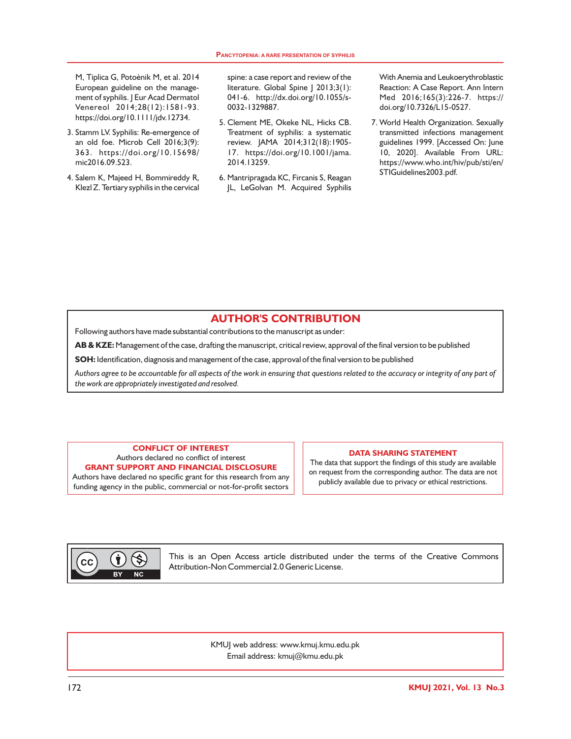M, Tiplica G, Potoènik M, et al. 2014 European guideline on the management of syphilis. J Eur Acad Dermatol Venereol 2014;28(12):1581-93. https://doi.org/10.1111/jdv.12734.

3. Stamm LV. Syphilis: Re-emergence of an old foe. Microb Cell 2016;3(9): 363. https://doi.org/10.15698/mic2016.09.523.
4. Salem K, Majeed H, Bommireddy R, Klezl Z. Tertiary syphilis in the cervical spine: a case report and review of the literature. Global Spine J 2013;3(1): 041-6. http://dx.doi.org/10.1055/s-0032-1329887.
5. Clement ME, Okeke NL, Hicks CB. Treatment of syphilis: a systematic review. JAMA 2014;312(18):1905-17. https://doi.org/10.1001/jama.2014.13259.
6. Mantripragada KC, Fircanis S, Reagan JL, LeGolvan M. Acquired Syphilis With Anemia and Leukoerythroblastic Reaction: A Case Report. Ann Intern Med 2016;165(3):226-7. https://doi.org/10.7326/L15-0527.
7. World Health Organization. Sexually transmitted infections management guidelines 1999. [Accessed On: June 10, 2020]. Available From URL: https://www.who.int/hiv/pub/sti/en/STIGuidelines2003.pdf.

## AUTHOR'S CONTRIBUTION

Following authors have made substantial contributions to the manuscript as under:

**AB & KZE:** Management of the case, drafting the manuscript, critical review, approval of the final version to be published

**SOH:** Identification, diagnosis and management of the case, approval of the final version to be published

*Authors agree to be accountable for all aspects of the work in ensuring that questions related to the accuracy or integrity of any part of the work are appropriately investigated and resolved.*

## CONFLICT OF INTEREST

Authors declared no conflict of interest

## GRANT SUPPORT AND FINANCIAL DISCLOSURE

Authors have declared no specific grant for this research from any funding agency in the public, commercial or not-for-profit sectors

## DATA SHARING STATEMENT

The data that support the findings of this study are available on request from the corresponding author. The data are not publicly available due to privacy or ethical restrictions.

This is an Open Access article distributed under the terms of the Creative Commons Attribution-Non Commercial 2.0 Generic License.

KMUJ web address: www.kmuj.kmu.edu.pk
Email address: kmuj@kmu.edu.pk